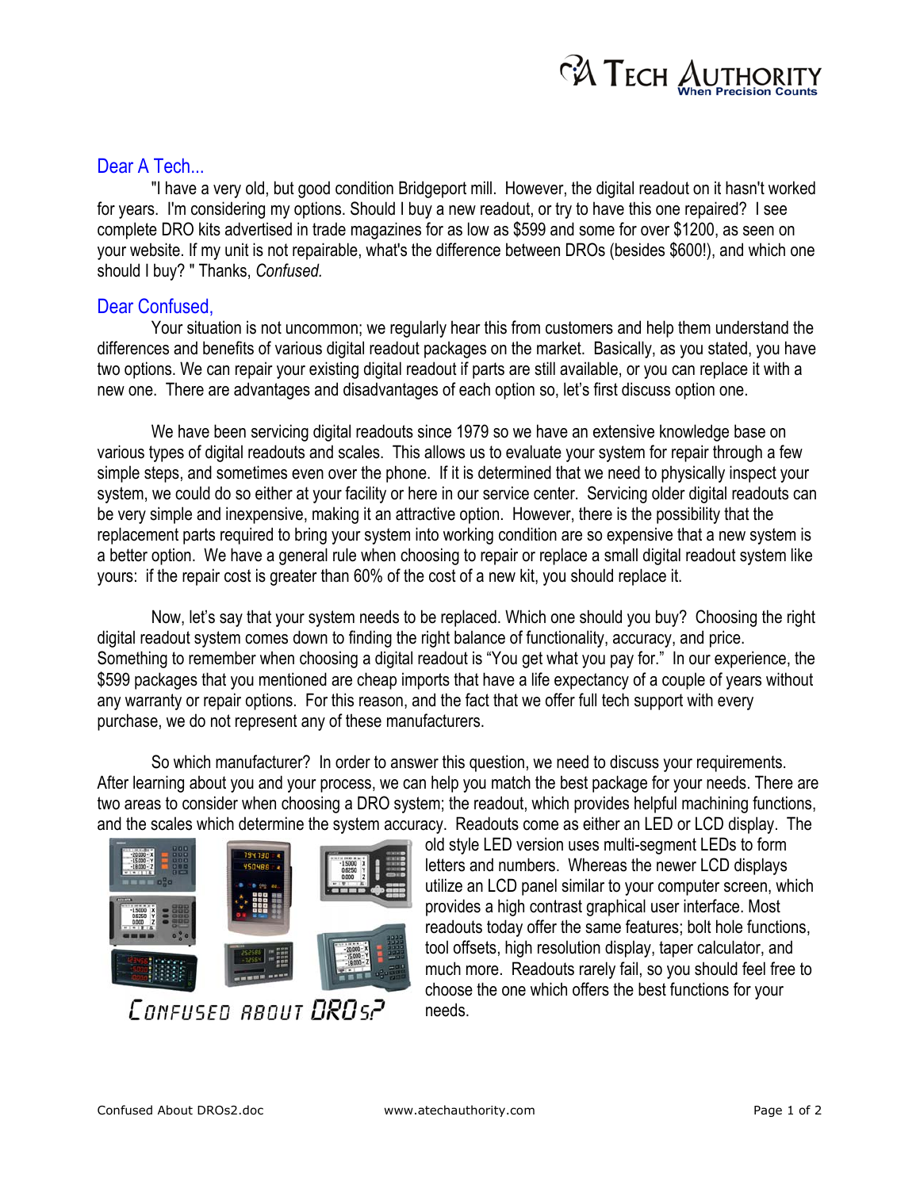## Dear A Tech...

"I have a very old, but good condition Bridgeport mill. However, the digital readout on it hasn't worked for years. I'm considering my options. Should I buy a new readout, or try to have this one repaired? I see complete DRO kits advertised in trade magazines for as low as $599 and some for over $1200, as seen on your website. If my unit is not repairable, what's the difference between DROs (besides $600!), and which one should I buy? " Thanks, *Confused.*

## Dear Confused,

Your situation is not uncommon; we regularly hear this from customers and help them understand the differences and benefits of various digital readout packages on the market. Basically, as you stated, you have two options. We can repair your existing digital readout if parts are still available, or you can replace it with a new one. There are advantages and disadvantages of each option so, let's first discuss option one.

We have been servicing digital readouts since 1979 so we have an extensive knowledge base on various types of digital readouts and scales. This allows us to evaluate your system for repair through a few simple steps, and sometimes even over the phone. If it is determined that we need to physically inspect your system, we could do so either at your facility or here in our service center. Servicing older digital readouts can be very simple and inexpensive, making it an attractive option. However, there is the possibility that the replacement parts required to bring your system into working condition are so expensive that a new system is a better option. We have a general rule when choosing to repair or replace a small digital readout system like yours: if the repair cost is greater than 60% of the cost of a new kit, you should replace it.

Now, let's say that your system needs to be replaced. Which one should you buy? Choosing the right digital readout system comes down to finding the right balance of functionality, accuracy, and price. Something to remember when choosing a digital readout is "You get what you pay for." In our experience, the $599 packages that you mentioned are cheap imports that have a life expectancy of a couple of years without any warranty or repair options. For this reason, and the fact that we offer full tech support with every purchase, we do not represent any of these manufacturers.

So which manufacturer? In order to answer this question, we need to discuss your requirements. After learning about you and your process, we can help you match the best package for your needs. There are two areas to consider when choosing a DRO system; the readout, which provides helpful machining functions, and the scales which determine the system accuracy. Readouts come as either an LED or LCD display. The old style LED version uses multi-segment LEDs to form letters and numbers. Whereas the newer LCD displays utilize an LCD panel similar to your computer screen, which provides a high contrast graphical user interface. Most readouts today offer the same features; bolt hole functions, tool offsets, high resolution display, taper calculator, and much more. Readouts rarely fail, so you should feel free to choose the one which offers the best functions for your needs.

Confused about DROs?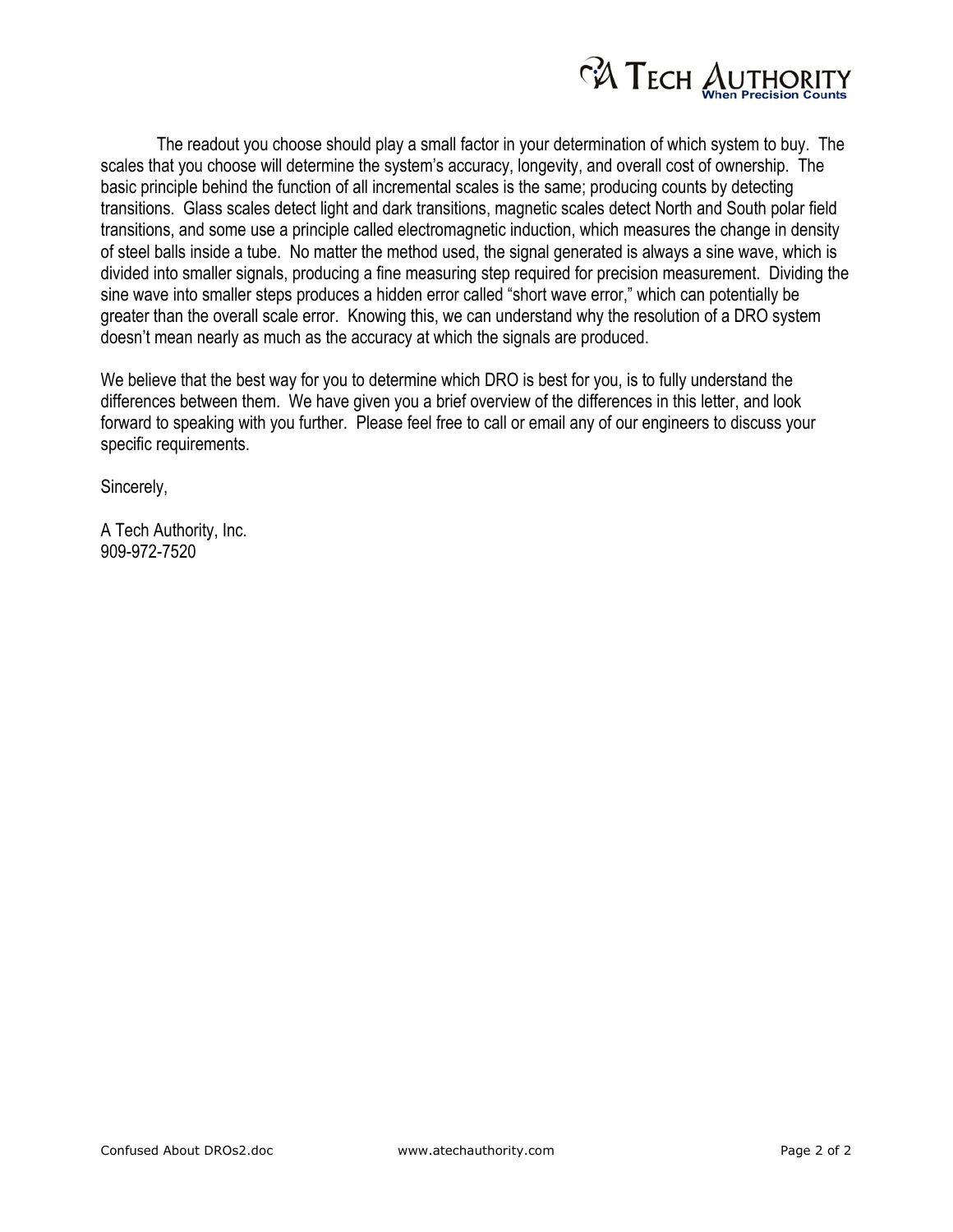The readout you choose should play a small factor in your determination of which system to buy. The scales that you choose will determine the system's accuracy, longevity, and overall cost of ownership. The basic principle behind the function of all incremental scales is the same; producing counts by detecting transitions. Glass scales detect light and dark transitions, magnetic scales detect North and South polar field transitions, and some use a principle called electromagnetic induction, which measures the change in density of steel balls inside a tube. No matter the method used, the signal generated is always a sine wave, which is divided into smaller signals, producing a fine measuring step required for precision measurement. Dividing the sine wave into smaller steps produces a hidden error called "short wave error," which can potentially be greater than the overall scale error. Knowing this, we can understand why the resolution of a DRO system doesn't mean nearly as much as the accuracy at which the signals are produced.

We believe that the best way for you to determine which DRO is best for you, is to fully understand the differences between them. We have given you a brief overview of the differences in this letter, and look forward to speaking with you further. Please feel free to call or email any of our engineers to discuss your specific requirements.

Sincerely,

A Tech Authority, Inc.
909-972-7520